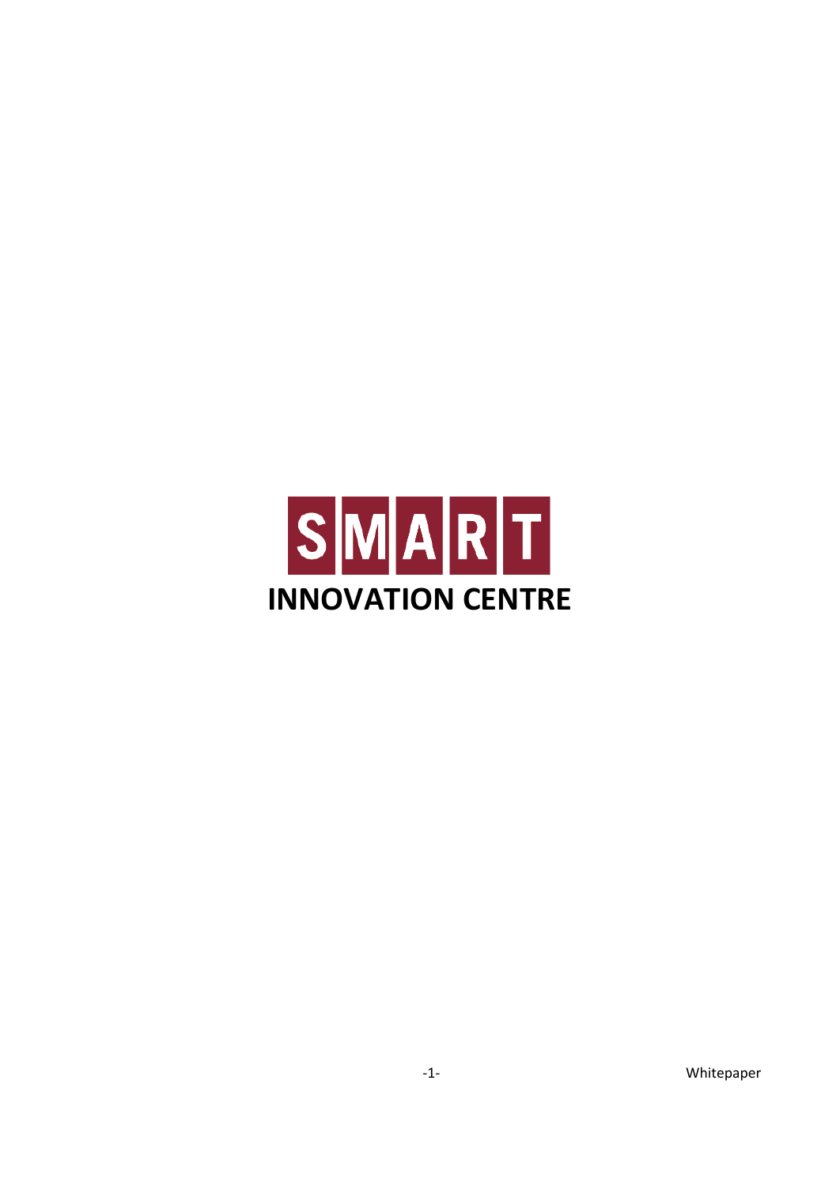# SMART

## INNOVATION CENTRE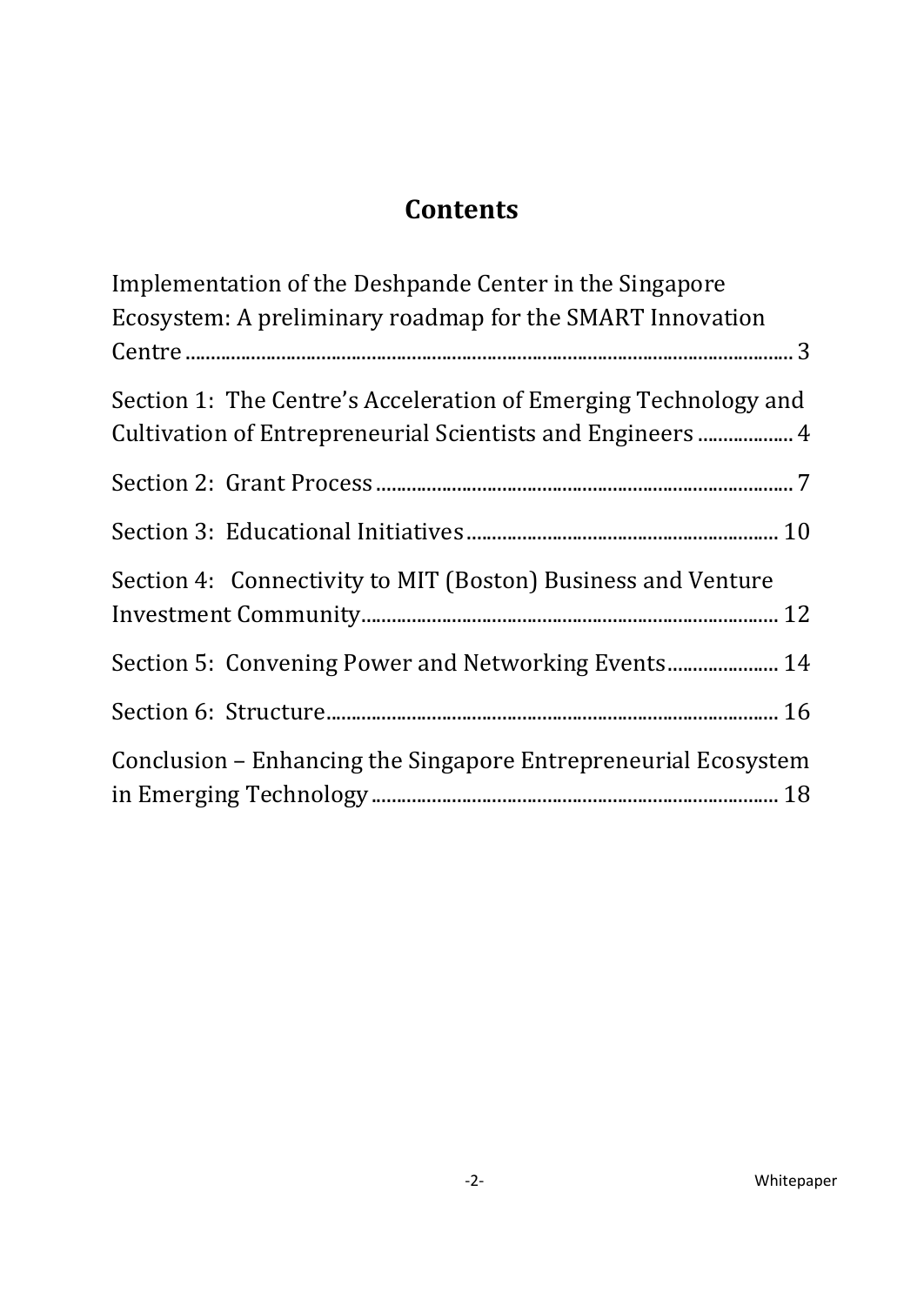# Contents

Implementation of the Deshpande Center in the Singapore Ecosystem: A preliminary roadmap for the SMART Innovation Centre ........ 3

Section 1: The Centre's Acceleration of Emerging Technology and Cultivation of Entrepreneurial Scientists and Engineers ........ 4

Section 2: Grant Process ........ 7

Section 3: Educational Initiatives ........ 10

Section 4: Connectivity to MIT (Boston) Business and Venture Investment Community ........ 12

Section 5: Convening Power and Networking Events ........ 14

Section 6: Structure ........ 16

Conclusion – Enhancing the Singapore Entrepreneurial Ecosystem in Emerging Technology ........ 18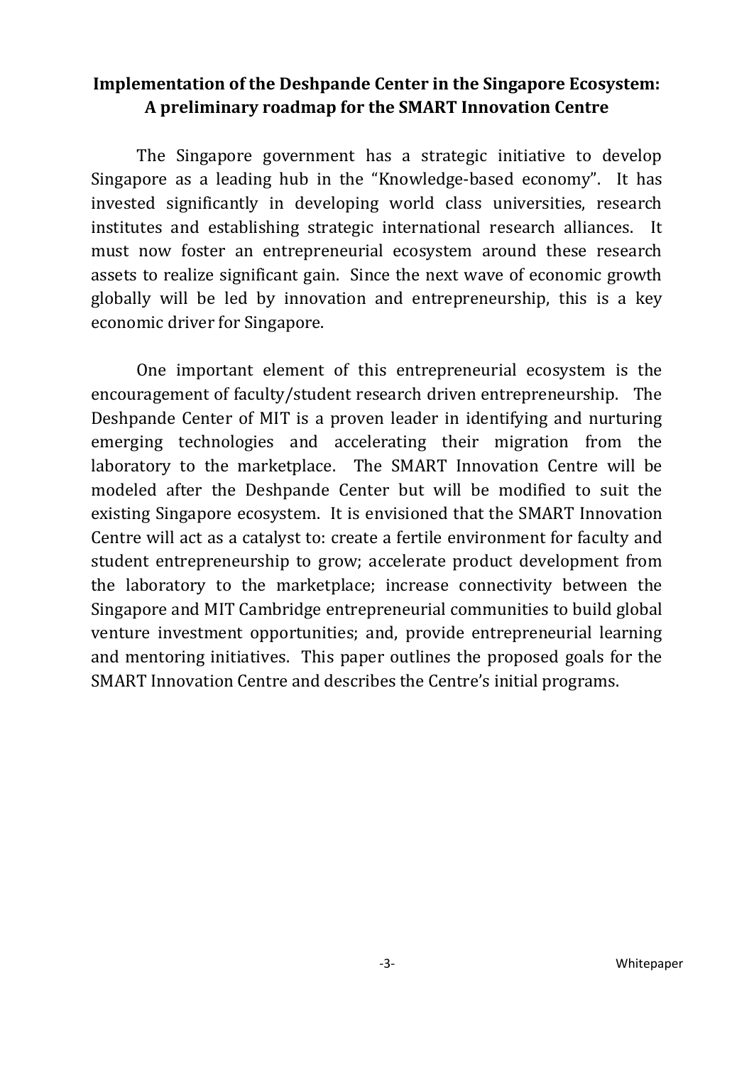## Implementation of the Deshpande Center in the Singapore Ecosystem: A preliminary roadmap for the SMART Innovation Centre

The Singapore government has a strategic initiative to develop Singapore as a leading hub in the "Knowledge-based economy". It has invested significantly in developing world class universities, research institutes and establishing strategic international research alliances. It must now foster an entrepreneurial ecosystem around these research assets to realize significant gain. Since the next wave of economic growth globally will be led by innovation and entrepreneurship, this is a key economic driver for Singapore.

One important element of this entrepreneurial ecosystem is the encouragement of faculty/student research driven entrepreneurship. The Deshpande Center of MIT is a proven leader in identifying and nurturing emerging technologies and accelerating their migration from the laboratory to the marketplace. The SMART Innovation Centre will be modeled after the Deshpande Center but will be modified to suit the existing Singapore ecosystem. It is envisioned that the SMART Innovation Centre will act as a catalyst to: create a fertile environment for faculty and student entrepreneurship to grow; accelerate product development from the laboratory to the marketplace; increase connectivity between the Singapore and MIT Cambridge entrepreneurial communities to build global venture investment opportunities; and, provide entrepreneurial learning and mentoring initiatives. This paper outlines the proposed goals for the SMART Innovation Centre and describes the Centre's initial programs.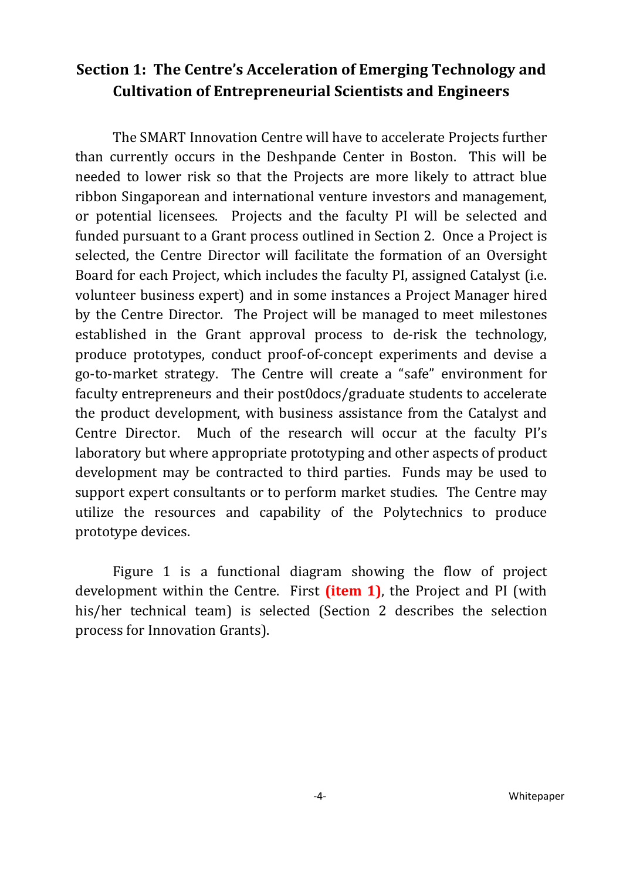## Section 1: The Centre's Acceleration of Emerging Technology and Cultivation of Entrepreneurial Scientists and Engineers

The SMART Innovation Centre will have to accelerate Projects further than currently occurs in the Deshpande Center in Boston. This will be needed to lower risk so that the Projects are more likely to attract blue ribbon Singaporean and international venture investors and management, or potential licensees. Projects and the faculty PI will be selected and funded pursuant to a Grant process outlined in Section 2. Once a Project is selected, the Centre Director will facilitate the formation of an Oversight Board for each Project, which includes the faculty PI, assigned Catalyst (i.e. volunteer business expert) and in some instances a Project Manager hired by the Centre Director. The Project will be managed to meet milestones established in the Grant approval process to de-risk the technology, produce prototypes, conduct proof-of-concept experiments and devise a go-to-market strategy. The Centre will create a "safe" environment for faculty entrepreneurs and their post0docs/graduate students to accelerate the product development, with business assistance from the Catalyst and Centre Director. Much of the research will occur at the faculty PI's laboratory but where appropriate prototyping and other aspects of product development may be contracted to third parties. Funds may be used to support expert consultants or to perform market studies. The Centre may utilize the resources and capability of the Polytechnics to produce prototype devices.

Figure 1 is a functional diagram showing the flow of project development within the Centre. First **(item 1)**, the Project and PI (with his/her technical team) is selected (Section 2 describes the selection process for Innovation Grants).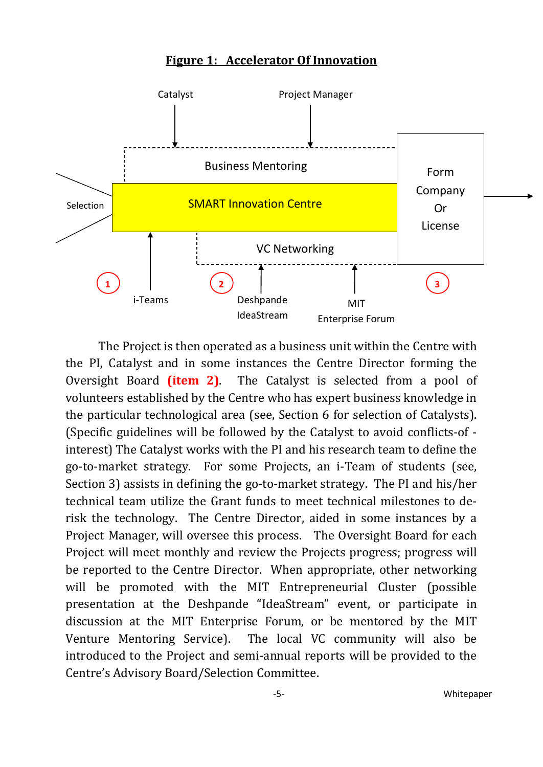**Figure 1: Accelerator Of Innovation**

Catalyst

Project Manager

Business Mentoring

Selection

SMART Innovation Centre

Form Company Or License

VC Networking

1

i-Teams

2

Deshpande IdeaStream

MIT Enterprise Forum

3

The Project is then operated as a business unit within the Centre with the PI, Catalyst and in some instances the Centre Director forming the Oversight Board **(item 2)**. The Catalyst is selected from a pool of volunteers established by the Centre who has expert business knowledge in the particular technological area (see, Section 6 for selection of Catalysts). (Specific guidelines will be followed by the Catalyst to avoid conflicts-of -interest) The Catalyst works with the PI and his research team to define the go-to-market strategy. For some Projects, an i-Team of students (see, Section 3) assists in defining the go-to-market strategy. The PI and his/her technical team utilize the Grant funds to meet technical milestones to de-risk the technology. The Centre Director, aided in some instances by a Project Manager, will oversee this process. The Oversight Board for each Project will meet monthly and review the Projects progress; progress will be reported to the Centre Director. When appropriate, other networking will be promoted with the MIT Entrepreneurial Cluster (possible presentation at the Deshpande "IdeaStream" event, or participate in discussion at the MIT Enterprise Forum, or be mentored by the MIT Venture Mentoring Service). The local VC community will also be introduced to the Project and semi-annual reports will be provided to the Centre's Advisory Board/Selection Committee.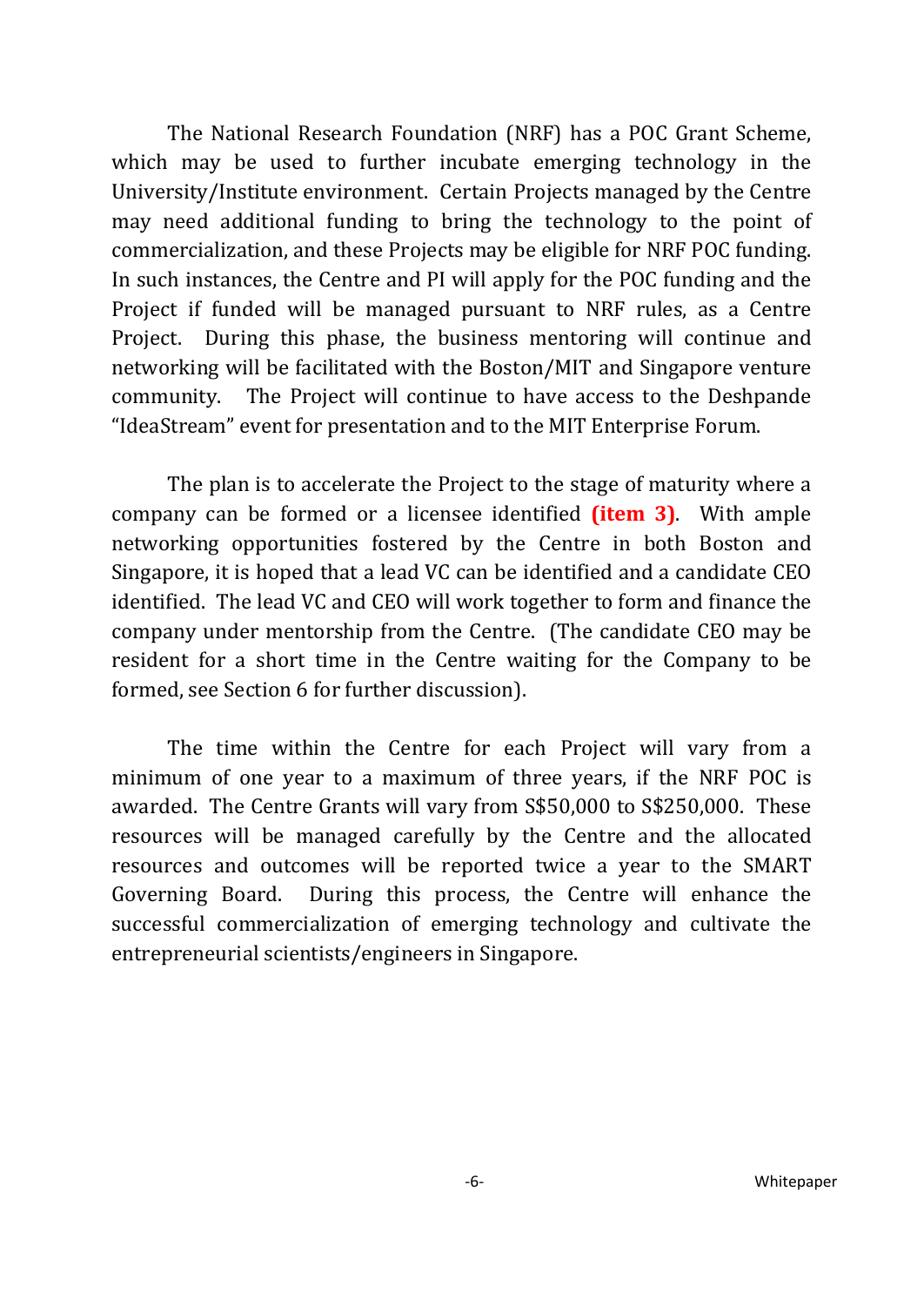The National Research Foundation (NRF) has a POC Grant Scheme, which may be used to further incubate emerging technology in the University/Institute environment. Certain Projects managed by the Centre may need additional funding to bring the technology to the point of commercialization, and these Projects may be eligible for NRF POC funding. In such instances, the Centre and PI will apply for the POC funding and the Project if funded will be managed pursuant to NRF rules, as a Centre Project. During this phase, the business mentoring will continue and networking will be facilitated with the Boston/MIT and Singapore venture community. The Project will continue to have access to the Deshpande "IdeaStream" event for presentation and to the MIT Enterprise Forum.

The plan is to accelerate the Project to the stage of maturity where a company can be formed or a licensee identified **(item 3)**. With ample networking opportunities fostered by the Centre in both Boston and Singapore, it is hoped that a lead VC can be identified and a candidate CEO identified. The lead VC and CEO will work together to form and finance the company under mentorship from the Centre. (The candidate CEO may be resident for a short time in the Centre waiting for the Company to be formed, see Section 6 for further discussion).

The time within the Centre for each Project will vary from a minimum of one year to a maximum of three years, if the NRF POC is awarded. The Centre Grants will vary from S$50,000 to S$250,000. These resources will be managed carefully by the Centre and the allocated resources and outcomes will be reported twice a year to the SMART Governing Board. During this process, the Centre will enhance the successful commercialization of emerging technology and cultivate the entrepreneurial scientists/engineers in Singapore.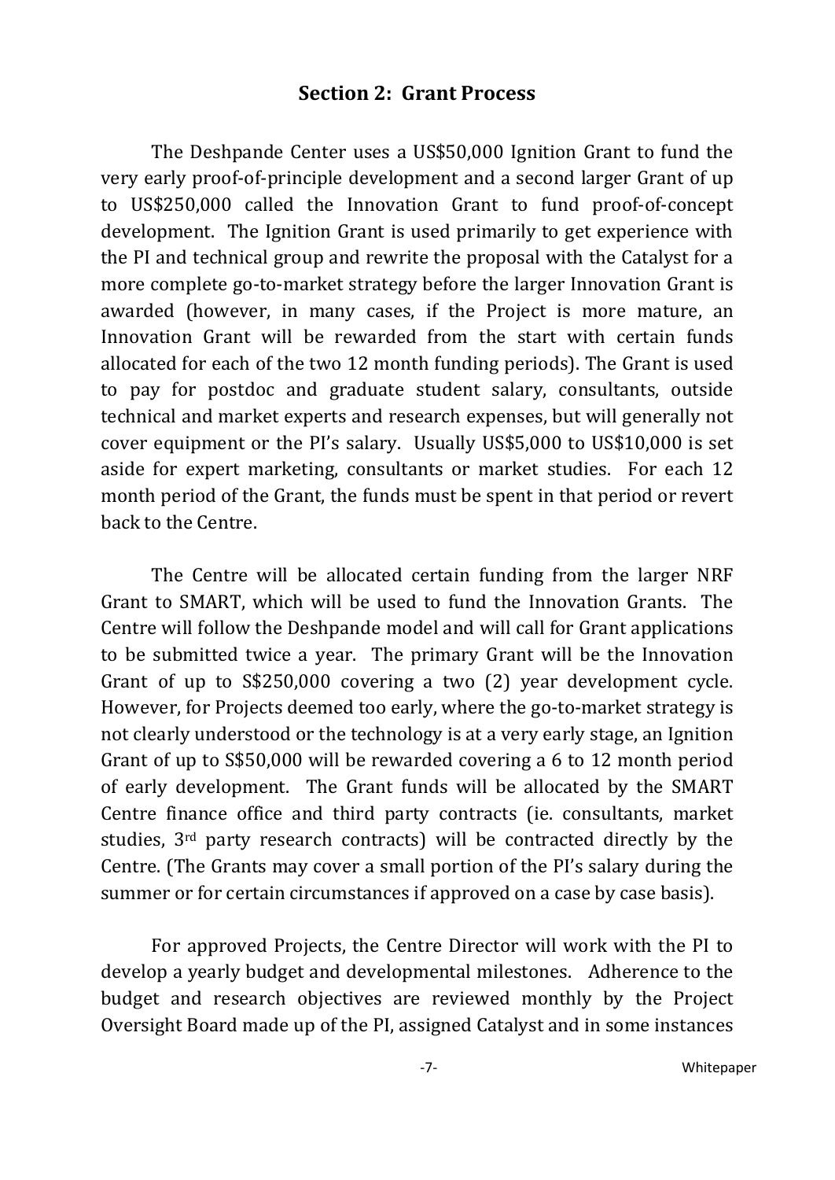## Section 2: Grant Process

The Deshpande Center uses a US$50,000 Ignition Grant to fund the very early proof-of-principle development and a second larger Grant of up to US$250,000 called the Innovation Grant to fund proof-of-concept development. The Ignition Grant is used primarily to get experience with the PI and technical group and rewrite the proposal with the Catalyst for a more complete go-to-market strategy before the larger Innovation Grant is awarded (however, in many cases, if the Project is more mature, an Innovation Grant will be rewarded from the start with certain funds allocated for each of the two 12 month funding periods). The Grant is used to pay for postdoc and graduate student salary, consultants, outside technical and market experts and research expenses, but will generally not cover equipment or the PI's salary. Usually US$5,000 to US$10,000 is set aside for expert marketing, consultants or market studies. For each 12 month period of the Grant, the funds must be spent in that period or revert back to the Centre.

The Centre will be allocated certain funding from the larger NRF Grant to SMART, which will be used to fund the Innovation Grants. The Centre will follow the Deshpande model and will call for Grant applications to be submitted twice a year. The primary Grant will be the Innovation Grant of up to S$250,000 covering a two (2) year development cycle. However, for Projects deemed too early, where the go-to-market strategy is not clearly understood or the technology is at a very early stage, an Ignition Grant of up to S$50,000 will be rewarded covering a 6 to 12 month period of early development. The Grant funds will be allocated by the SMART Centre finance office and third party contracts (ie. consultants, market studies, 3rd party research contracts) will be contracted directly by the Centre. (The Grants may cover a small portion of the PI's salary during the summer or for certain circumstances if approved on a case by case basis).

For approved Projects, the Centre Director will work with the PI to develop a yearly budget and developmental milestones. Adherence to the budget and research objectives are reviewed monthly by the Project Oversight Board made up of the PI, assigned Catalyst and in some instances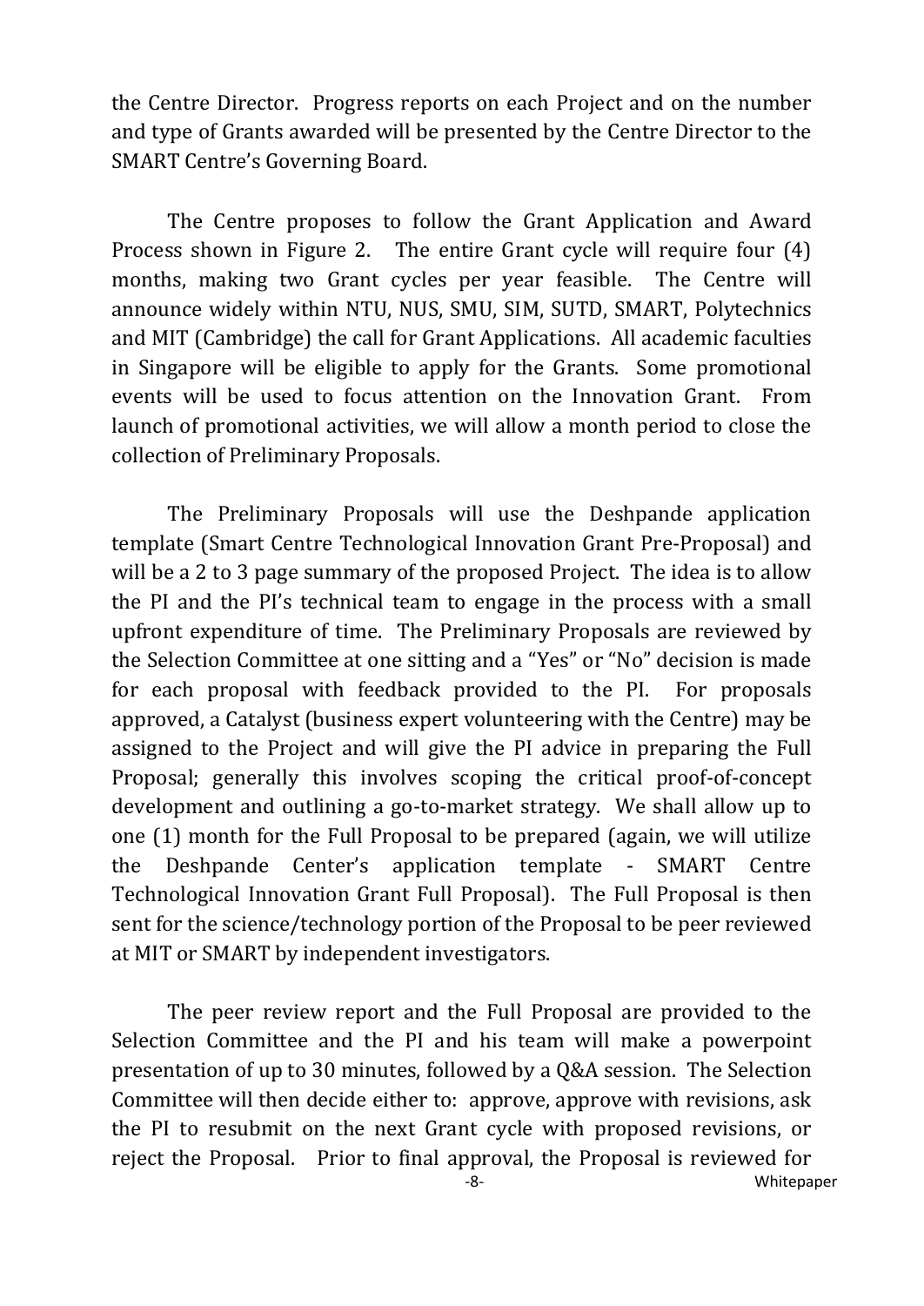the Centre Director. Progress reports on each Project and on the number and type of Grants awarded will be presented by the Centre Director to the SMART Centre's Governing Board.

The Centre proposes to follow the Grant Application and Award Process shown in Figure 2. The entire Grant cycle will require four (4) months, making two Grant cycles per year feasible. The Centre will announce widely within NTU, NUS, SMU, SIM, SUTD, SMART, Polytechnics and MIT (Cambridge) the call for Grant Applications. All academic faculties in Singapore will be eligible to apply for the Grants. Some promotional events will be used to focus attention on the Innovation Grant. From launch of promotional activities, we will allow a month period to close the collection of Preliminary Proposals.

The Preliminary Proposals will use the Deshpande application template (Smart Centre Technological Innovation Grant Pre-Proposal) and will be a 2 to 3 page summary of the proposed Project. The idea is to allow the PI and the PI's technical team to engage in the process with a small upfront expenditure of time. The Preliminary Proposals are reviewed by the Selection Committee at one sitting and a "Yes" or "No" decision is made for each proposal with feedback provided to the PI. For proposals approved, a Catalyst (business expert volunteering with the Centre) may be assigned to the Project and will give the PI advice in preparing the Full Proposal; generally this involves scoping the critical proof-of-concept development and outlining a go-to-market strategy. We shall allow up to one (1) month for the Full Proposal to be prepared (again, we will utilize the Deshpande Center's application template - SMART Centre Technological Innovation Grant Full Proposal). The Full Proposal is then sent for the science/technology portion of the Proposal to be peer reviewed at MIT or SMART by independent investigators.

The peer review report and the Full Proposal are provided to the Selection Committee and the PI and his team will make a powerpoint presentation of up to 30 minutes, followed by a Q&A session. The Selection Committee will then decide either to: approve, approve with revisions, ask the PI to resubmit on the next Grant cycle with proposed revisions, or reject the Proposal. Prior to final approval, the Proposal is reviewed for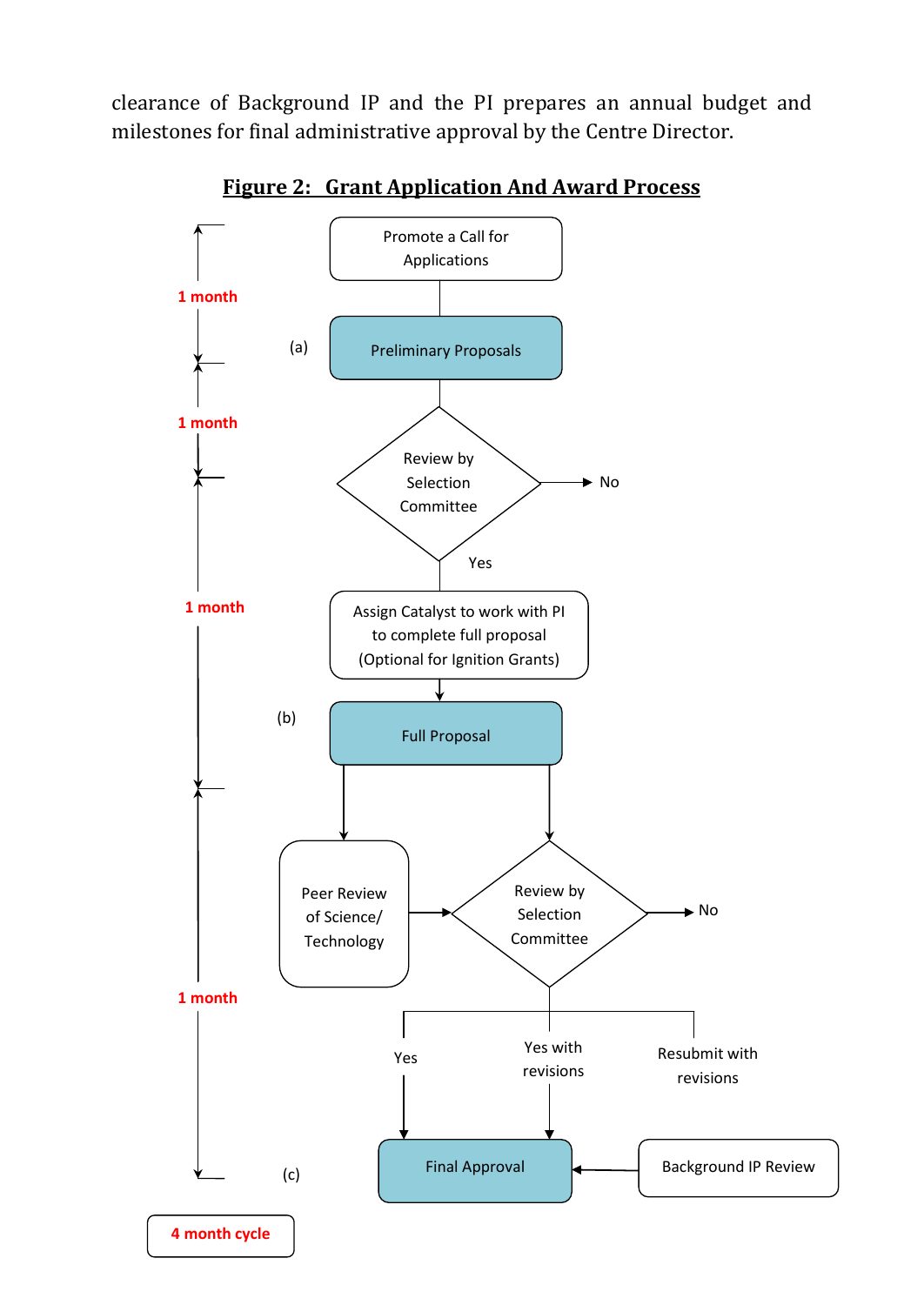clearance of Background IP and the PI prepares an annual budget and milestones for final administrative approval by the Centre Director.

**Figure 2: Grant Application And Award Process**

Promote a Call for Applications

1 month

(a) Preliminary Proposals

1 month

Review by Selection Committee → No

Yes

1 month

Assign Catalyst to work with PI to complete full proposal (Optional for Ignition Grants)

(b) Full Proposal

Peer Review of Science/ Technology

Review by Selection Committee → No

1 month

Yes

Yes with revisions

Resubmit with revisions

(c) Final Approval

Background IP Review

4 month cycle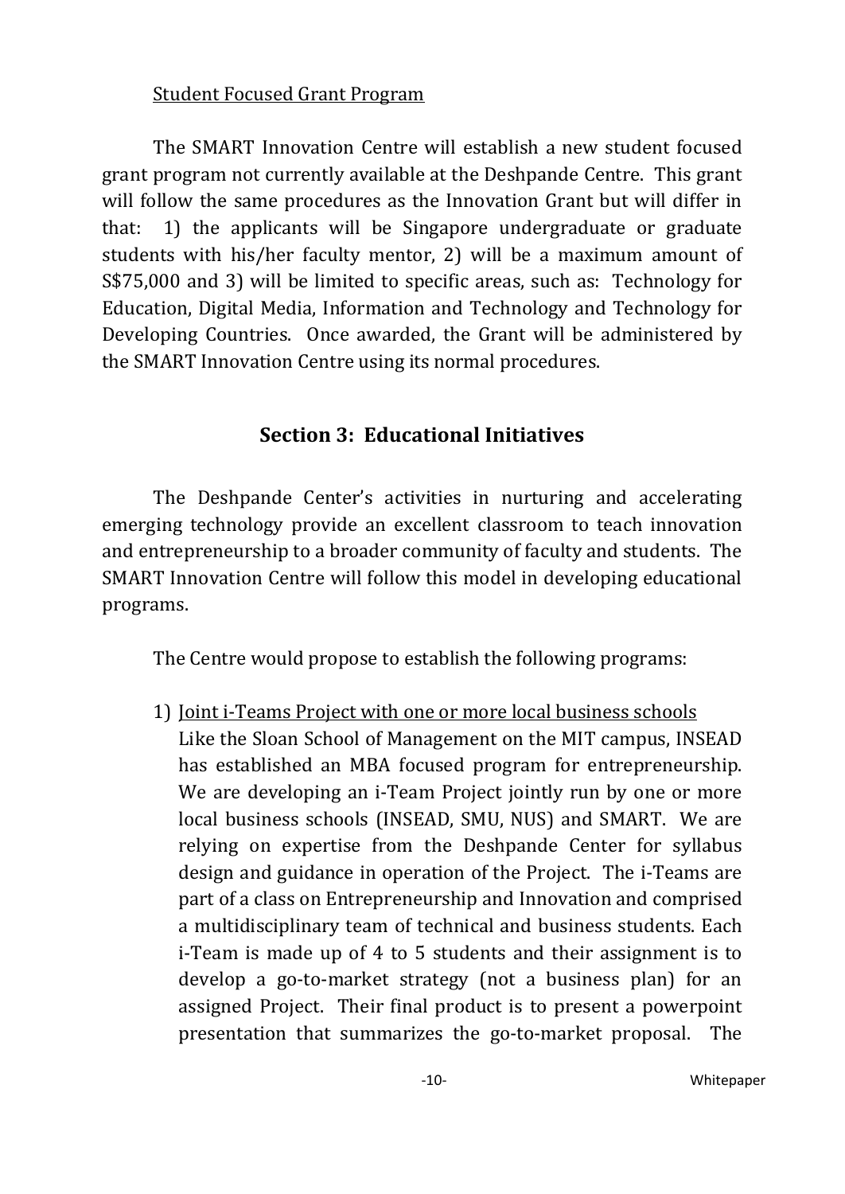Student Focused Grant Program

The SMART Innovation Centre will establish a new student focused grant program not currently available at the Deshpande Centre. This grant will follow the same procedures as the Innovation Grant but will differ in that: 1) the applicants will be Singapore undergraduate or graduate students with his/her faculty mentor, 2) will be a maximum amount of S$75,000 and 3) will be limited to specific areas, such as: Technology for Education, Digital Media, Information and Technology and Technology for Developing Countries. Once awarded, the Grant will be administered by the SMART Innovation Centre using its normal procedures.

## Section 3: Educational Initiatives

The Deshpande Center's activities in nurturing and accelerating emerging technology provide an excellent classroom to teach innovation and entrepreneurship to a broader community of faculty and students. The SMART Innovation Centre will follow this model in developing educational programs.

The Centre would propose to establish the following programs:

1) Joint i-Teams Project with one or more local business schools
   Like the Sloan School of Management on the MIT campus, INSEAD has established an MBA focused program for entrepreneurship. We are developing an i-Team Project jointly run by one or more local business schools (INSEAD, SMU, NUS) and SMART. We are relying on expertise from the Deshpande Center for syllabus design and guidance in operation of the Project. The i-Teams are part of a class on Entrepreneurship and Innovation and comprised a multidisciplinary team of technical and business students. Each i-Team is made up of 4 to 5 students and their assignment is to develop a go-to-market strategy (not a business plan) for an assigned Project. Their final product is to present a powerpoint presentation that summarizes the go-to-market proposal. The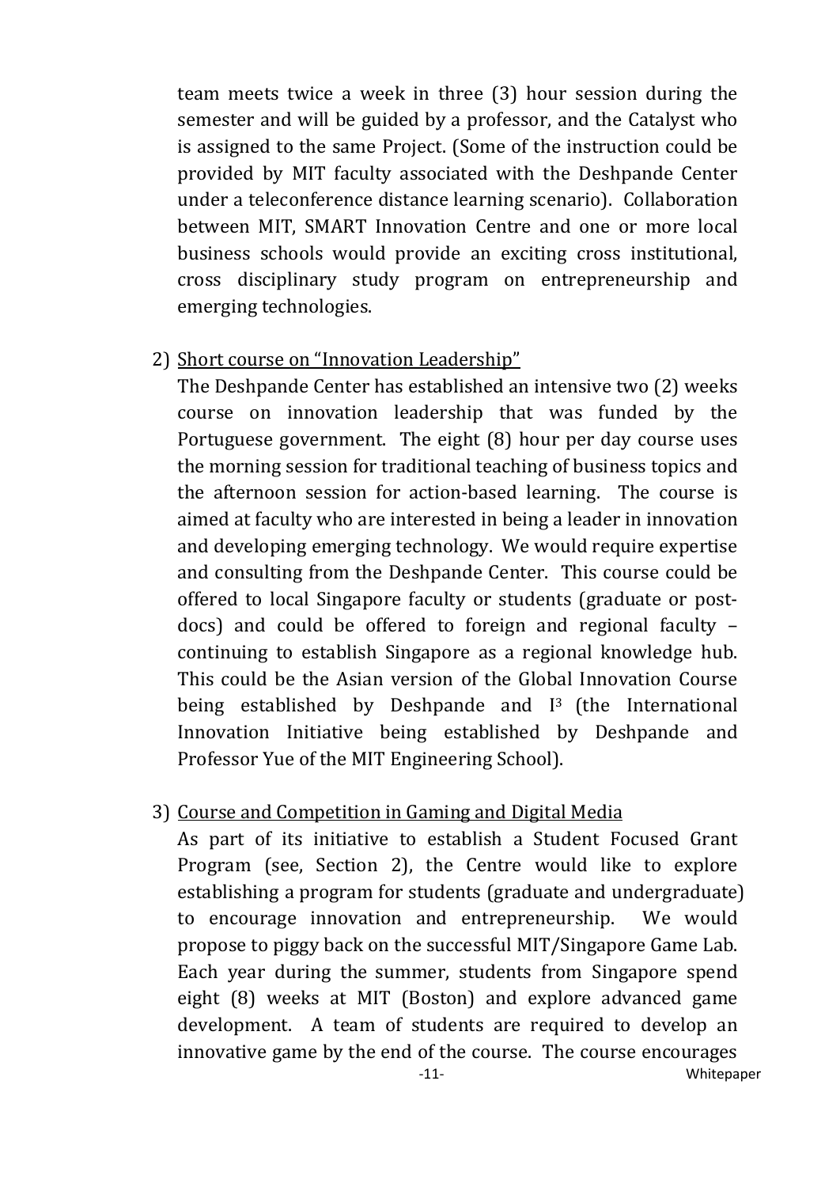team meets twice a week in three (3) hour session during the semester and will be guided by a professor, and the Catalyst who is assigned to the same Project. (Some of the instruction could be provided by MIT faculty associated with the Deshpande Center under a teleconference distance learning scenario). Collaboration between MIT, SMART Innovation Centre and one or more local business schools would provide an exciting cross institutional, cross disciplinary study program on entrepreneurship and emerging technologies.

2) <u>Short course on "Innovation Leadership"</u>

   The Deshpande Center has established an intensive two (2) weeks course on innovation leadership that was funded by the Portuguese government. The eight (8) hour per day course uses the morning session for traditional teaching of business topics and the afternoon session for action-based learning. The course is aimed at faculty who are interested in being a leader in innovation and developing emerging technology. We would require expertise and consulting from the Deshpande Center. This course could be offered to local Singapore faculty or students (graduate or post-docs) and could be offered to foreign and regional faculty – continuing to establish Singapore as a regional knowledge hub. This could be the Asian version of the Global Innovation Course being established by Deshpande and $I^3$ (the International Innovation Initiative being established by Deshpande and Professor Yue of the MIT Engineering School).

3) <u>Course and Competition in Gaming and Digital Media</u>

   As part of its initiative to establish a Student Focused Grant Program (see, Section 2), the Centre would like to explore establishing a program for students (graduate and undergraduate) to encourage innovation and entrepreneurship. We would propose to piggy back on the successful MIT/Singapore Game Lab. Each year during the summer, students from Singapore spend eight (8) weeks at MIT (Boston) and explore advanced game development. A team of students are required to develop an innovative game by the end of the course. The course encourages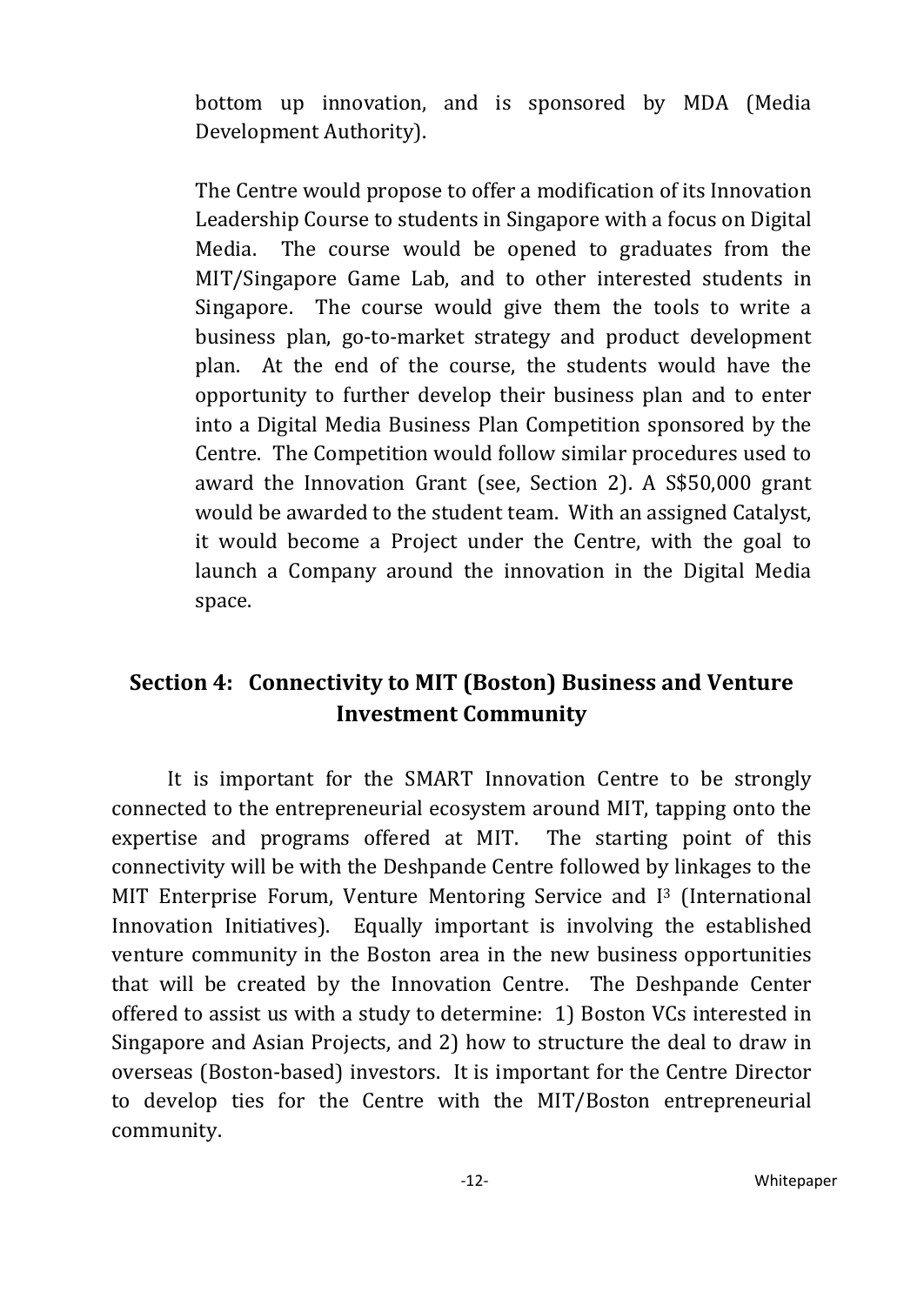bottom up innovation, and is sponsored by MDA (Media Development Authority).

The Centre would propose to offer a modification of its Innovation Leadership Course to students in Singapore with a focus on Digital Media. The course would be opened to graduates from the MIT/Singapore Game Lab, and to other interested students in Singapore. The course would give them the tools to write a business plan, go-to-market strategy and product development plan. At the end of the course, the students would have the opportunity to further develop their business plan and to enter into a Digital Media Business Plan Competition sponsored by the Centre. The Competition would follow similar procedures used to award the Innovation Grant (see, Section 2). A S$50,000 grant would be awarded to the student team. With an assigned Catalyst, it would become a Project under the Centre, with the goal to launch a Company around the innovation in the Digital Media space.

## Section 4: Connectivity to MIT (Boston) Business and Venture Investment Community

It is important for the SMART Innovation Centre to be strongly connected to the entrepreneurial ecosystem around MIT, tapping onto the expertise and programs offered at MIT. The starting point of this connectivity will be with the Deshpande Centre followed by linkages to the MIT Enterprise Forum, Venture Mentoring Service and I[3] (International Innovation Initiatives). Equally important is involving the established venture community in the Boston area in the new business opportunities that will be created by the Innovation Centre. The Deshpande Center offered to assist us with a study to determine: 1) Boston VCs interested in Singapore and Asian Projects, and 2) how to structure the deal to draw in overseas (Boston-based) investors. It is important for the Centre Director to develop ties for the Centre with the MIT/Boston entrepreneurial community.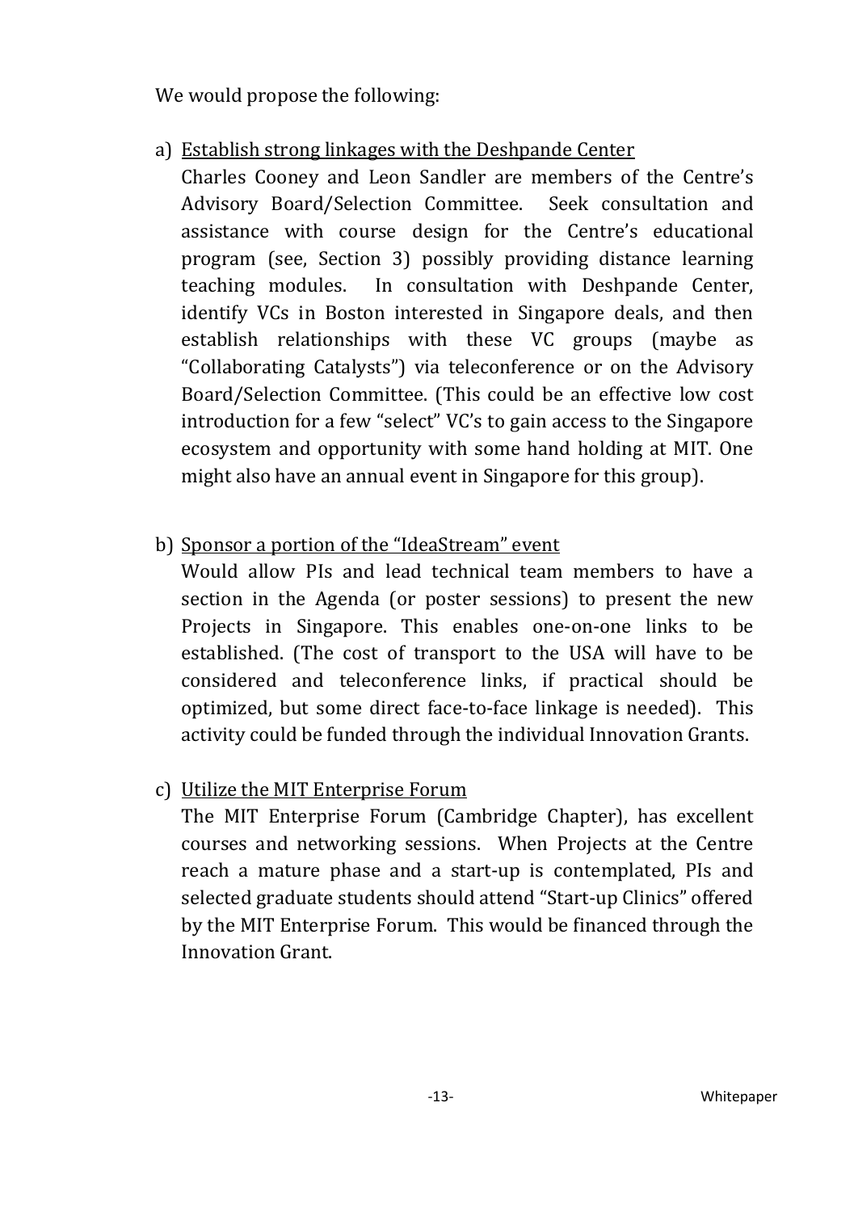We would propose the following:

a) Establish strong linkages with the Deshpande Center

Charles Cooney and Leon Sandler are members of the Centre's Advisory Board/Selection Committee. Seek consultation and assistance with course design for the Centre's educational program (see, Section 3) possibly providing distance learning teaching modules. In consultation with Deshpande Center, identify VCs in Boston interested in Singapore deals, and then establish relationships with these VC groups (maybe as "Collaborating Catalysts") via teleconference or on the Advisory Board/Selection Committee. (This could be an effective low cost introduction for a few "select" VC's to gain access to the Singapore ecosystem and opportunity with some hand holding at MIT. One might also have an annual event in Singapore for this group).

b) Sponsor a portion of the "IdeaStream" event

Would allow PIs and lead technical team members to have a section in the Agenda (or poster sessions) to present the new Projects in Singapore. This enables one-on-one links to be established. (The cost of transport to the USA will have to be considered and teleconference links, if practical should be optimized, but some direct face-to-face linkage is needed). This activity could be funded through the individual Innovation Grants.

c) Utilize the MIT Enterprise Forum

The MIT Enterprise Forum (Cambridge Chapter), has excellent courses and networking sessions. When Projects at the Centre reach a mature phase and a start-up is contemplated, PIs and selected graduate students should attend "Start-up Clinics" offered by the MIT Enterprise Forum. This would be financed through the Innovation Grant.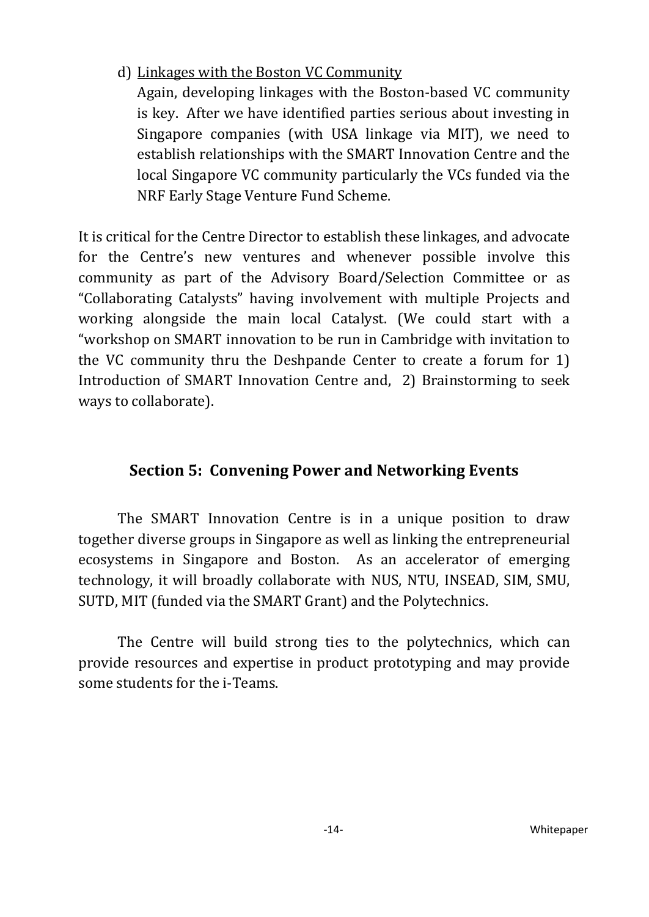d) Linkages with the Boston VC Community

Again, developing linkages with the Boston-based VC community is key. After we have identified parties serious about investing in Singapore companies (with USA linkage via MIT), we need to establish relationships with the SMART Innovation Centre and the local Singapore VC community particularly the VCs funded via the NRF Early Stage Venture Fund Scheme.

It is critical for the Centre Director to establish these linkages, and advocate for the Centre's new ventures and whenever possible involve this community as part of the Advisory Board/Selection Committee or as "Collaborating Catalysts" having involvement with multiple Projects and working alongside the main local Catalyst. (We could start with a "workshop on SMART innovation to be run in Cambridge with invitation to the VC community thru the Deshpande Center to create a forum for 1) Introduction of SMART Innovation Centre and, 2) Brainstorming to seek ways to collaborate).

## Section 5: Convening Power and Networking Events

The SMART Innovation Centre is in a unique position to draw together diverse groups in Singapore as well as linking the entrepreneurial ecosystems in Singapore and Boston. As an accelerator of emerging technology, it will broadly collaborate with NUS, NTU, INSEAD, SIM, SMU, SUTD, MIT (funded via the SMART Grant) and the Polytechnics.

The Centre will build strong ties to the polytechnics, which can provide resources and expertise in product prototyping and may provide some students for the i-Teams.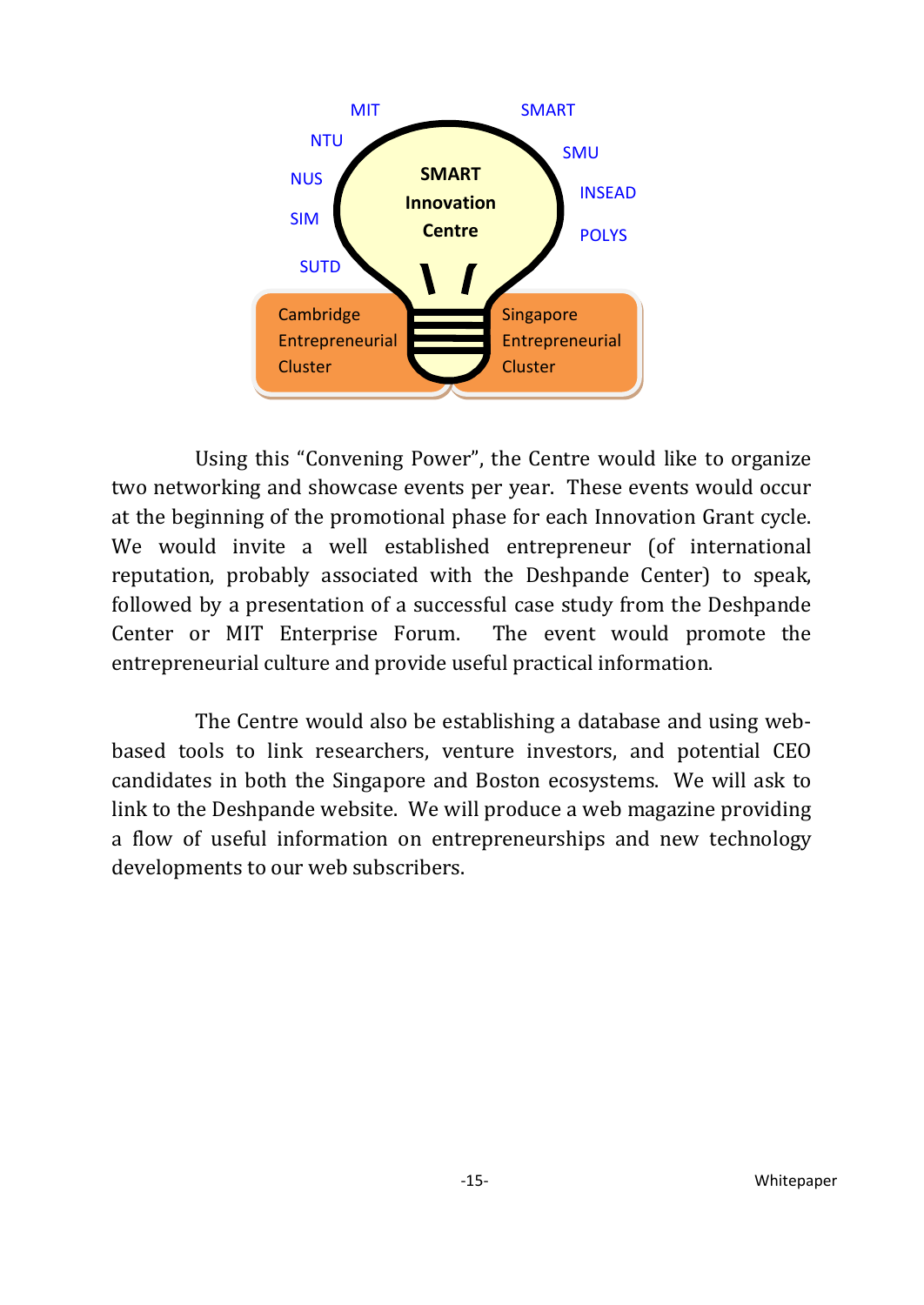Using this "Convening Power", the Centre would like to organize two networking and showcase events per year. These events would occur at the beginning of the promotional phase for each Innovation Grant cycle. We would invite a well established entrepreneur (of international reputation, probably associated with the Deshpande Center) to speak, followed by a presentation of a successful case study from the Deshpande Center or MIT Enterprise Forum. The event would promote the entrepreneurial culture and provide useful practical information.

The Centre would also be establishing a database and using web-based tools to link researchers, venture investors, and potential CEO candidates in both the Singapore and Boston ecosystems. We will ask to link to the Deshpande website. We will produce a web magazine providing a flow of useful information on entrepreneurships and new technology developments to our web subscribers.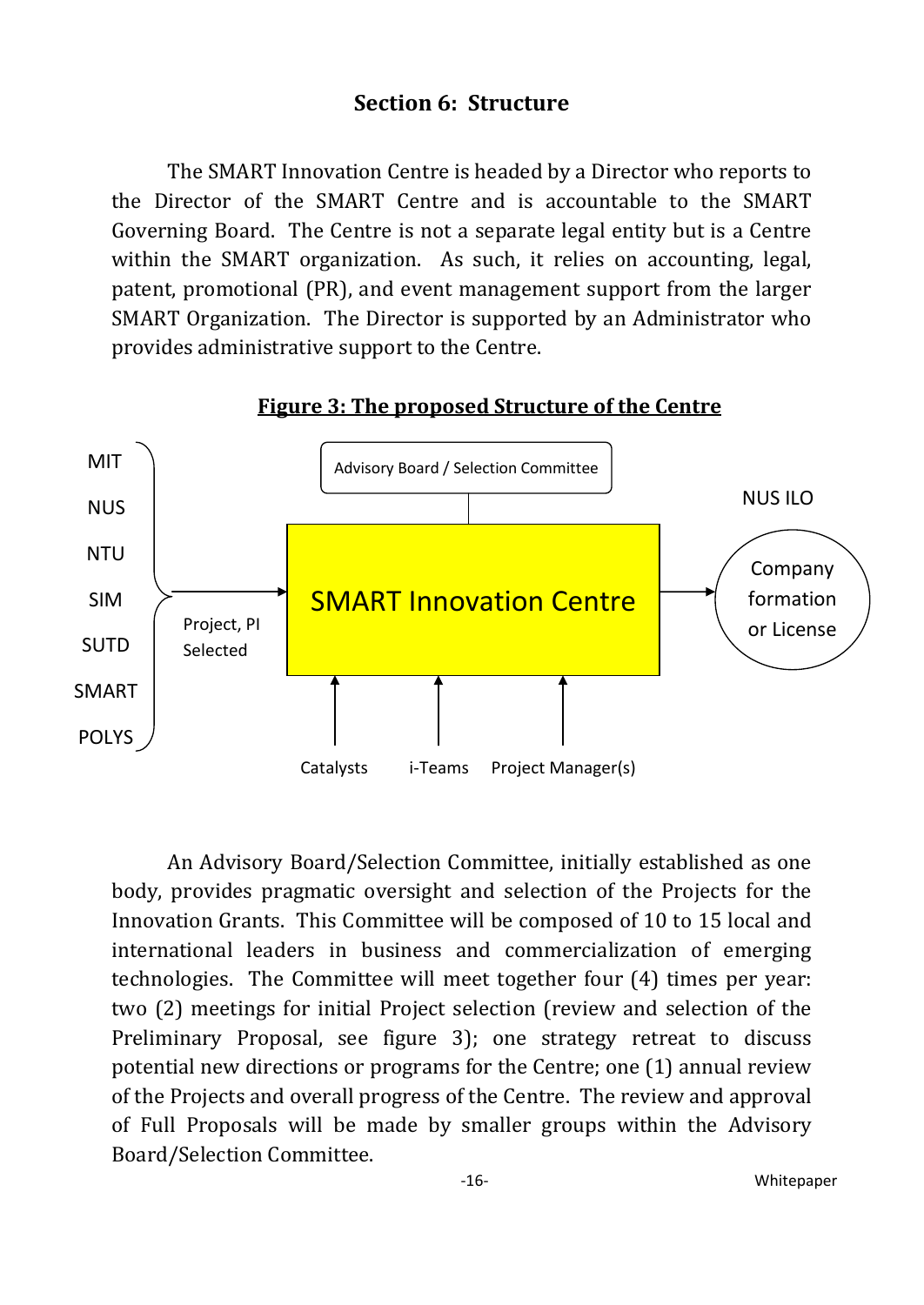## Section 6: Structure

The SMART Innovation Centre is headed by a Director who reports to the Director of the SMART Centre and is accountable to the SMART Governing Board. The Centre is not a separate legal entity but is a Centre within the SMART organization. As such, it relies on accounting, legal, patent, promotional (PR), and event management support from the larger SMART Organization. The Director is supported by an Administrator who provides administrative support to the Centre.

**Figure 3: The proposed Structure of the Centre**

MIT
NUS
NTU
SIM
SUTD
SMART
POLYS

Project, PI Selected

Advisory Board / Selection Committee

SMART Innovation Centre

NUS ILO

Company formation or License

Catalysts

i-Teams

Project Manager(s)

An Advisory Board/Selection Committee, initially established as one body, provides pragmatic oversight and selection of the Projects for the Innovation Grants. This Committee will be composed of 10 to 15 local and international leaders in business and commercialization of emerging technologies. The Committee will meet together four (4) times per year: two (2) meetings for initial Project selection (review and selection of the Preliminary Proposal, see figure 3); one strategy retreat to discuss potential new directions or programs for the Centre; one (1) annual review of the Projects and overall progress of the Centre. The review and approval of Full Proposals will be made by smaller groups within the Advisory Board/Selection Committee.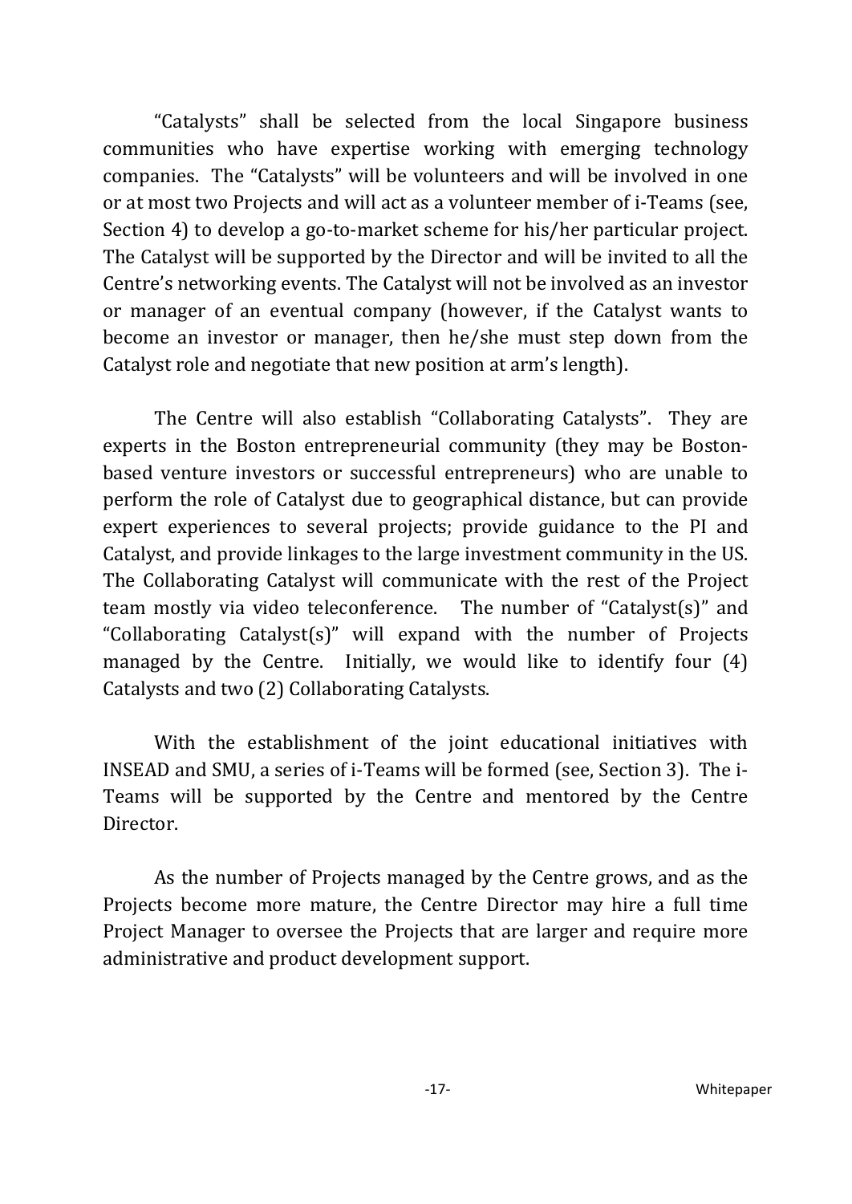"Catalysts" shall be selected from the local Singapore business communities who have expertise working with emerging technology companies. The "Catalysts" will be volunteers and will be involved in one or at most two Projects and will act as a volunteer member of i-Teams (see, Section 4) to develop a go-to-market scheme for his/her particular project. The Catalyst will be supported by the Director and will be invited to all the Centre's networking events. The Catalyst will not be involved as an investor or manager of an eventual company (however, if the Catalyst wants to become an investor or manager, then he/she must step down from the Catalyst role and negotiate that new position at arm's length).

The Centre will also establish "Collaborating Catalysts". They are experts in the Boston entrepreneurial community (they may be Boston-based venture investors or successful entrepreneurs) who are unable to perform the role of Catalyst due to geographical distance, but can provide expert experiences to several projects; provide guidance to the PI and Catalyst, and provide linkages to the large investment community in the US. The Collaborating Catalyst will communicate with the rest of the Project team mostly via video teleconference. The number of "Catalyst(s)" and "Collaborating Catalyst(s)" will expand with the number of Projects managed by the Centre. Initially, we would like to identify four (4) Catalysts and two (2) Collaborating Catalysts.

With the establishment of the joint educational initiatives with INSEAD and SMU, a series of i-Teams will be formed (see, Section 3). The i-Teams will be supported by the Centre and mentored by the Centre Director.

As the number of Projects managed by the Centre grows, and as the Projects become more mature, the Centre Director may hire a full time Project Manager to oversee the Projects that are larger and require more administrative and product development support.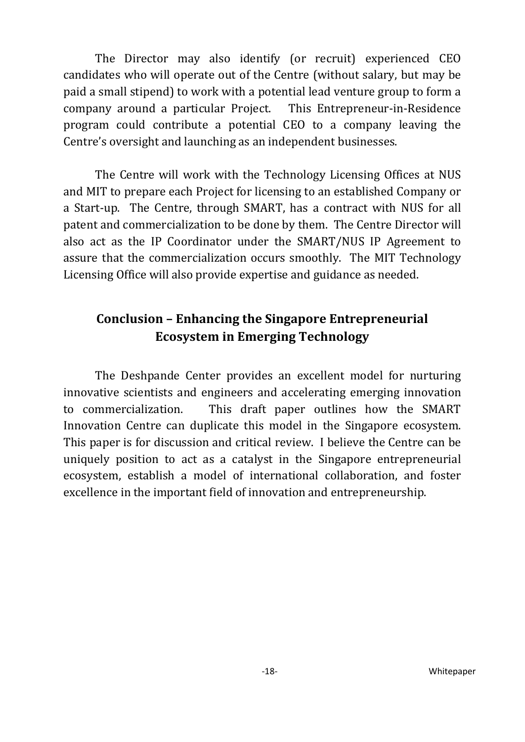The Director may also identify (or recruit) experienced CEO candidates who will operate out of the Centre (without salary, but may be paid a small stipend) to work with a potential lead venture group to form a company around a particular Project. This Entrepreneur-in-Residence program could contribute a potential CEO to a company leaving the Centre's oversight and launching as an independent businesses.

The Centre will work with the Technology Licensing Offices at NUS and MIT to prepare each Project for licensing to an established Company or a Start-up. The Centre, through SMART, has a contract with NUS for all patent and commercialization to be done by them. The Centre Director will also act as the IP Coordinator under the SMART/NUS IP Agreement to assure that the commercialization occurs smoothly. The MIT Technology Licensing Office will also provide expertise and guidance as needed.

## Conclusion – Enhancing the Singapore Entrepreneurial Ecosystem in Emerging Technology

The Deshpande Center provides an excellent model for nurturing innovative scientists and engineers and accelerating emerging innovation to commercialization. This draft paper outlines how the SMART Innovation Centre can duplicate this model in the Singapore ecosystem. This paper is for discussion and critical review. I believe the Centre can be uniquely position to act as a catalyst in the Singapore entrepreneurial ecosystem, establish a model of international collaboration, and foster excellence in the important field of innovation and entrepreneurship.